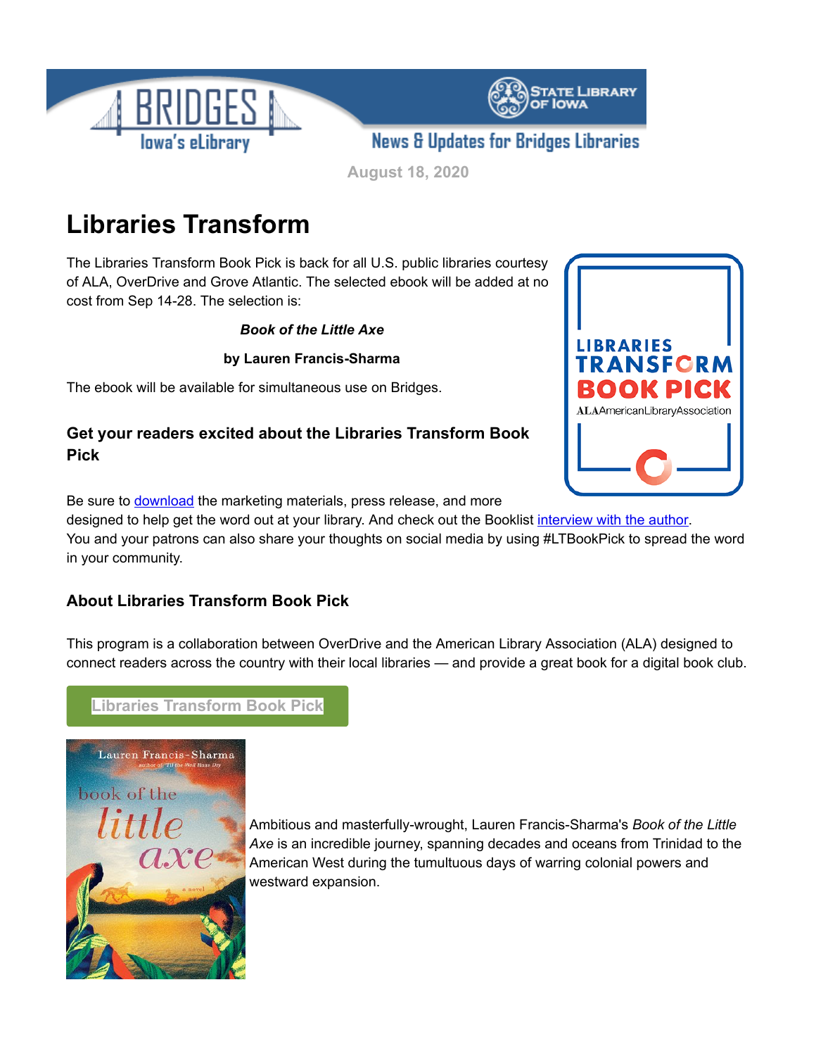August 18, 2020

# Libraries Transform

The Libraries Transform Book Pick is back for all U.S. public libraries courtesy of ALA, OverDrive and Grove Atlantic. The selected ebook will be added at no cost from Sep 14-28. The selection is:

***Book of the Little Axe***

**by Lauren Francis-Sharma**

The ebook will be available for simultaneous use on Bridges.

### Get your readers excited about the Libraries Transform Book Pick

Be sure to download the marketing materials, press release, and more designed to help get the word out at your library. And check out the Booklist interview with the author. You and your patrons can also share your thoughts on social media by using #LTBookPick to spread the word in your community.

### About Libraries Transform Book Pick

This program is a collaboration between OverDrive and the American Library Association (ALA) designed to connect readers across the country with their local libraries — and provide a great book for a digital book club.

Libraries Transform Book Pick

Ambitious and masterfully-wrought, Lauren Francis-Sharma's *Book of the Little Axe* is an incredible journey, spanning decades and oceans from Trinidad to the American West during the tumultuous days of warring colonial powers and westward expansion.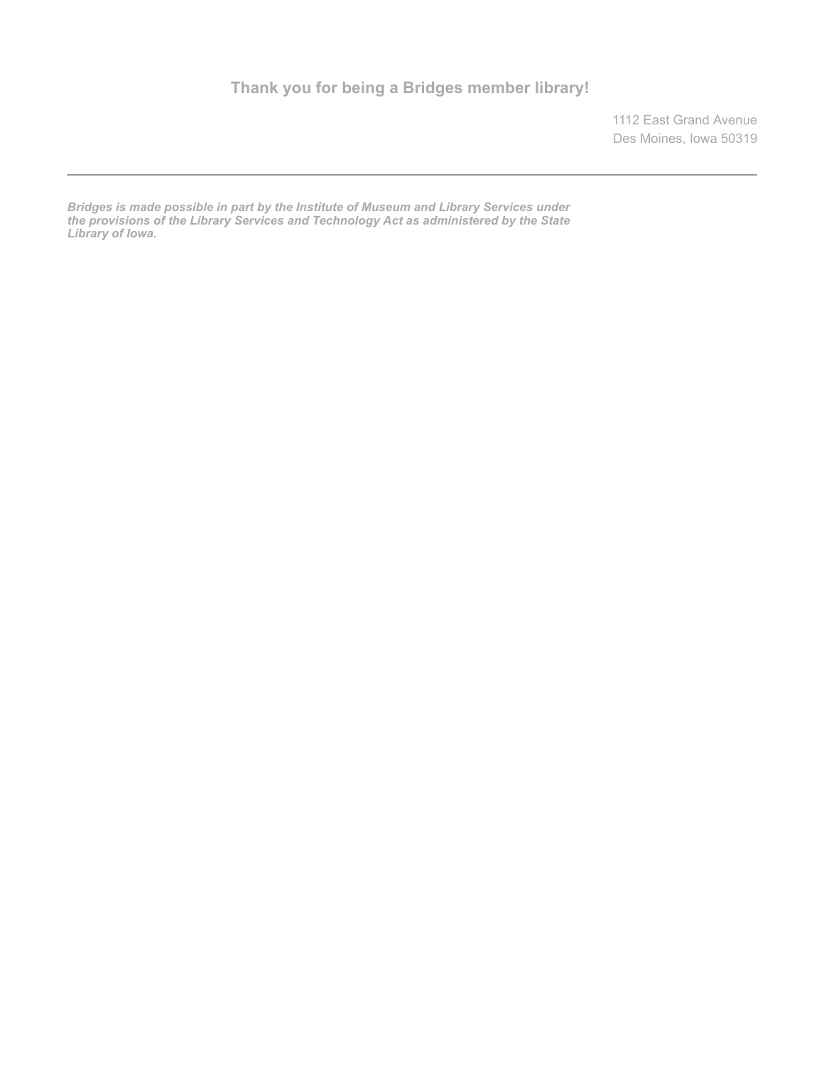**Thank you for being a Bridges member library!**

1112 East Grand Avenue
Des Moines, Iowa 50319

---

***Bridges is made possible in part by the Institute of Museum and Library Services under the provisions of the Library Services and Technology Act as administered by the State Library of Iowa.***